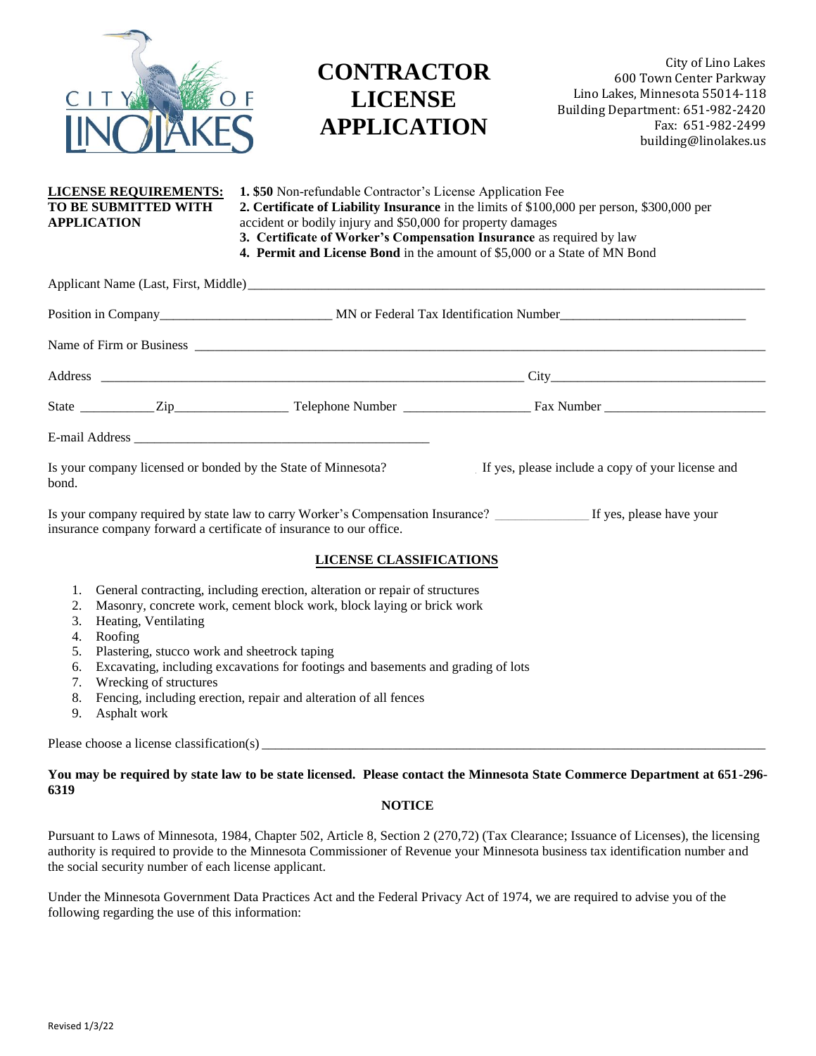# CONTRACTOR LICENSE APPLICATION

City of Lino Lakes
600 Town Center Parkway
Lino Lakes, Minnesota 55014-118
Building Department: 651-982-2420
Fax: 651-982-2499
building@linolakes.us

**LICENSE REQUIREMENTS: TO BE SUBMITTED WITH APPLICATION**

1. **$50** Non-refundable Contractor's License Application Fee
2. **Certificate of Liability Insurance** in the limits of $100,000 per person, $300,000 per accident or bodily injury and $50,000 for property damages
3. **Certificate of Worker's Compensation Insurance** as required by law
4. **Permit and License Bond** in the amount of $5,000 or a State of MN Bond

Applicant Name (Last, First, Middle)\_\_\_\_\_\_\_\_\_\_\_\_\_\_\_\_\_\_\_\_\_\_\_\_\_\_\_\_\_\_\_\_\_\_\_\_\_\_\_\_

Position in Company\_\_\_\_\_\_\_\_\_\_\_\_\_\_\_\_\_\_\_\_ MN or Federal Tax Identification Number\_\_\_\_\_\_\_\_\_\_\_\_\_\_\_\_\_\_\_\_

Name of Firm or Business \_\_\_\_\_\_\_\_\_\_\_\_\_\_\_\_\_\_\_\_\_\_\_\_\_\_\_\_\_\_\_\_\_\_\_\_\_\_\_\_

Address \_\_\_\_\_\_\_\_\_\_\_\_\_\_\_\_\_\_\_\_\_\_\_\_\_\_\_\_\_\_\_\_ City\_\_\_\_\_\_\_\_\_\_\_\_\_\_\_\_\_\_\_\_

State \_\_\_\_\_\_\_\_ Zip\_\_\_\_\_\_\_\_\_\_\_\_ Telephone Number \_\_\_\_\_\_\_\_\_\_\_\_\_\_ Fax Number \_\_\_\_\_\_\_\_\_\_\_\_\_\_\_\_

E-mail Address \_\_\_\_\_\_\_\_\_\_\_\_\_\_\_\_\_\_\_\_\_\_\_\_\_\_\_\_\_\_

Is your company licensed or bonded by the State of Minnesota? If yes, please include a copy of your license and bond.

Is your company required by state law to carry Worker's Compensation Insurance? \_\_\_\_\_\_\_\_\_\_ If yes, please have your insurance company forward a certificate of insurance to our office.

## LICENSE CLASSIFICATIONS

1. General contracting, including erection, alteration or repair of structures
2. Masonry, concrete work, cement block work, block laying or brick work
3. Heating, Ventilating
4. Roofing
5. Plastering, stucco work and sheetrock taping
6. Excavating, including excavations for footings and basements and grading of lots
7. Wrecking of structures
8. Fencing, including erection, repair and alteration of all fences
9. Asphalt work

Please choose a license classification(s) \_\_\_\_\_\_\_\_\_\_\_\_\_\_\_\_\_\_\_\_\_\_\_\_\_\_\_\_\_\_\_\_\_\_\_\_\_\_\_\_

**You may be required by state law to be state licensed. Please contact the Minnesota State Commerce Department at 651-296-6319**

**NOTICE**

Pursuant to Laws of Minnesota, 1984, Chapter 502, Article 8, Section 2 (270,72) (Tax Clearance; Issuance of Licenses), the licensing authority is required to provide to the Minnesota Commissioner of Revenue your Minnesota business tax identification number and the social security number of each license applicant.

Under the Minnesota Government Data Practices Act and the Federal Privacy Act of 1974, we are required to advise you of the following regarding the use of this information:

Revised 1/3/22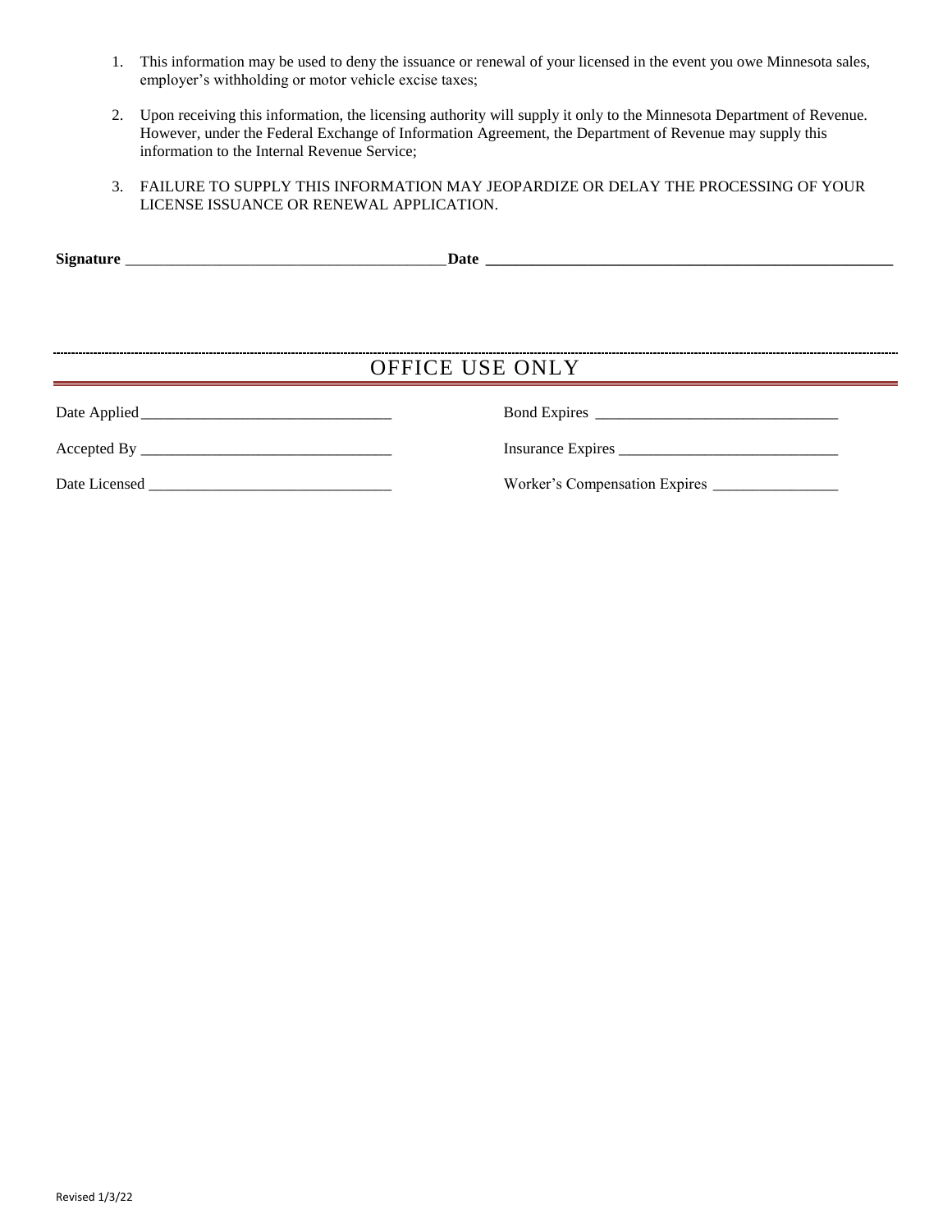1. This information may be used to deny the issuance or renewal of your licensed in the event you owe Minnesota sales, employer's withholding or motor vehicle excise taxes;

2. Upon receiving this information, the licensing authority will supply it only to the Minnesota Department of Revenue. However, under the Federal Exchange of Information Agreement, the Department of Revenue may supply this information to the Internal Revenue Service;

3. FAILURE TO SUPPLY THIS INFORMATION MAY JEOPARDIZE OR DELAY THE PROCESSING OF YOUR LICENSE ISSUANCE OR RENEWAL APPLICATION.

**Signature** ________________________________________ **Date** ______________________________________________________

## OFFICE USE ONLY

Date Applied________________________________ Bond Expires _______________________________

Accepted By ________________________________ Insurance Expires ____________________________

Date Licensed _______________________________ Worker's Compensation Expires ________________

Revised 1/3/22